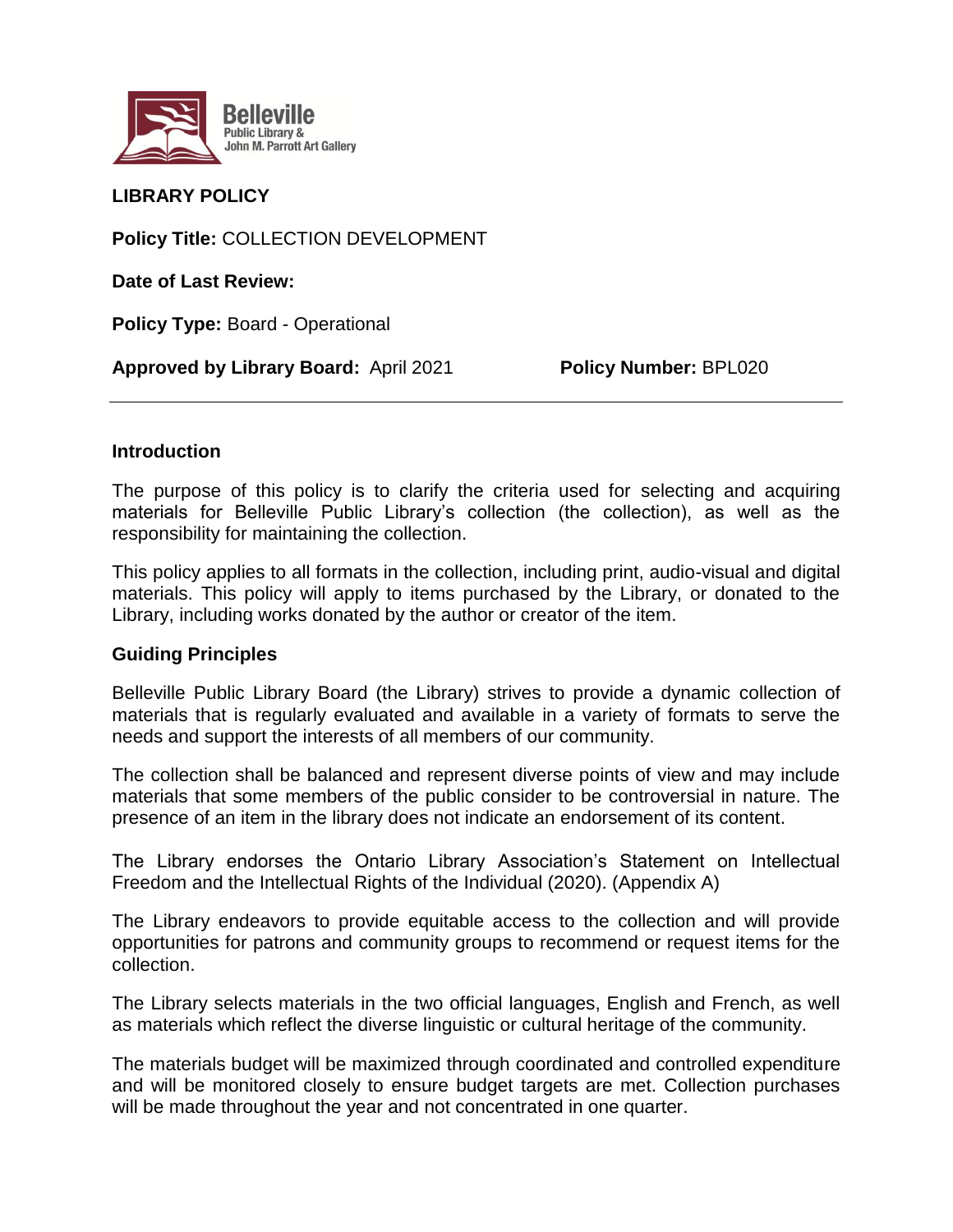Belleville
Public Library &
John M. Parrott Art Gallery

**LIBRARY POLICY**

**Policy Title:** COLLECTION DEVELOPMENT

**Date of Last Review:**

**Policy Type:** Board - Operational

**Approved by Library Board:** April 2021 **Policy Number:** BPL020

---

## Introduction

The purpose of this policy is to clarify the criteria used for selecting and acquiring materials for Belleville Public Library's collection (the collection), as well as the responsibility for maintaining the collection.

This policy applies to all formats in the collection, including print, audio-visual and digital materials. This policy will apply to items purchased by the Library, or donated to the Library, including works donated by the author or creator of the item.

## Guiding Principles

Belleville Public Library Board (the Library) strives to provide a dynamic collection of materials that is regularly evaluated and available in a variety of formats to serve the needs and support the interests of all members of our community.

The collection shall be balanced and represent diverse points of view and may include materials that some members of the public consider to be controversial in nature. The presence of an item in the library does not indicate an endorsement of its content.

The Library endorses the Ontario Library Association's Statement on Intellectual Freedom and the Intellectual Rights of the Individual (2020). (Appendix A)

The Library endeavors to provide equitable access to the collection and will provide opportunities for patrons and community groups to recommend or request items for the collection.

The Library selects materials in the two official languages, English and French, as well as materials which reflect the diverse linguistic or cultural heritage of the community.

The materials budget will be maximized through coordinated and controlled expenditure and will be monitored closely to ensure budget targets are met. Collection purchases will be made throughout the year and not concentrated in one quarter.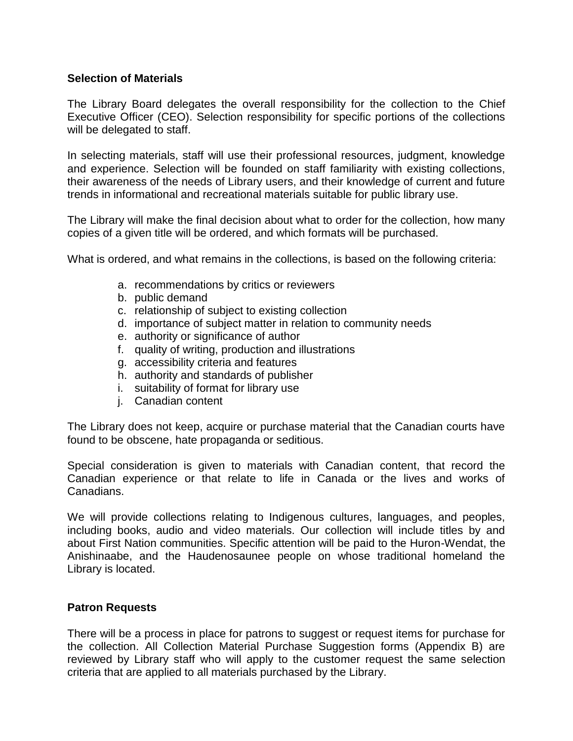**Selection of Materials**

The Library Board delegates the overall responsibility for the collection to the Chief Executive Officer (CEO). Selection responsibility for specific portions of the collections will be delegated to staff.

In selecting materials, staff will use their professional resources, judgment, knowledge and experience. Selection will be founded on staff familiarity with existing collections, their awareness of the needs of Library users, and their knowledge of current and future trends in informational and recreational materials suitable for public library use.

The Library will make the final decision about what to order for the collection, how many copies of a given title will be ordered, and which formats will be purchased.

What is ordered, and what remains in the collections, is based on the following criteria:

a. recommendations by critics or reviewers
b. public demand
c. relationship of subject to existing collection
d. importance of subject matter in relation to community needs
e. authority or significance of author
f. quality of writing, production and illustrations
g. accessibility criteria and features
h. authority and standards of publisher
i. suitability of format for library use
j. Canadian content

The Library does not keep, acquire or purchase material that the Canadian courts have found to be obscene, hate propaganda or seditious.

Special consideration is given to materials with Canadian content, that record the Canadian experience or that relate to life in Canada or the lives and works of Canadians.

We will provide collections relating to Indigenous cultures, languages, and peoples, including books, audio and video materials. Our collection will include titles by and about First Nation communities. Specific attention will be paid to the Huron-Wendat, the Anishinaabe, and the Haudenosaunee people on whose traditional homeland the Library is located.

**Patron Requests**

There will be a process in place for patrons to suggest or request items for purchase for the collection. All Collection Material Purchase Suggestion forms (Appendix B) are reviewed by Library staff who will apply to the customer request the same selection criteria that are applied to all materials purchased by the Library.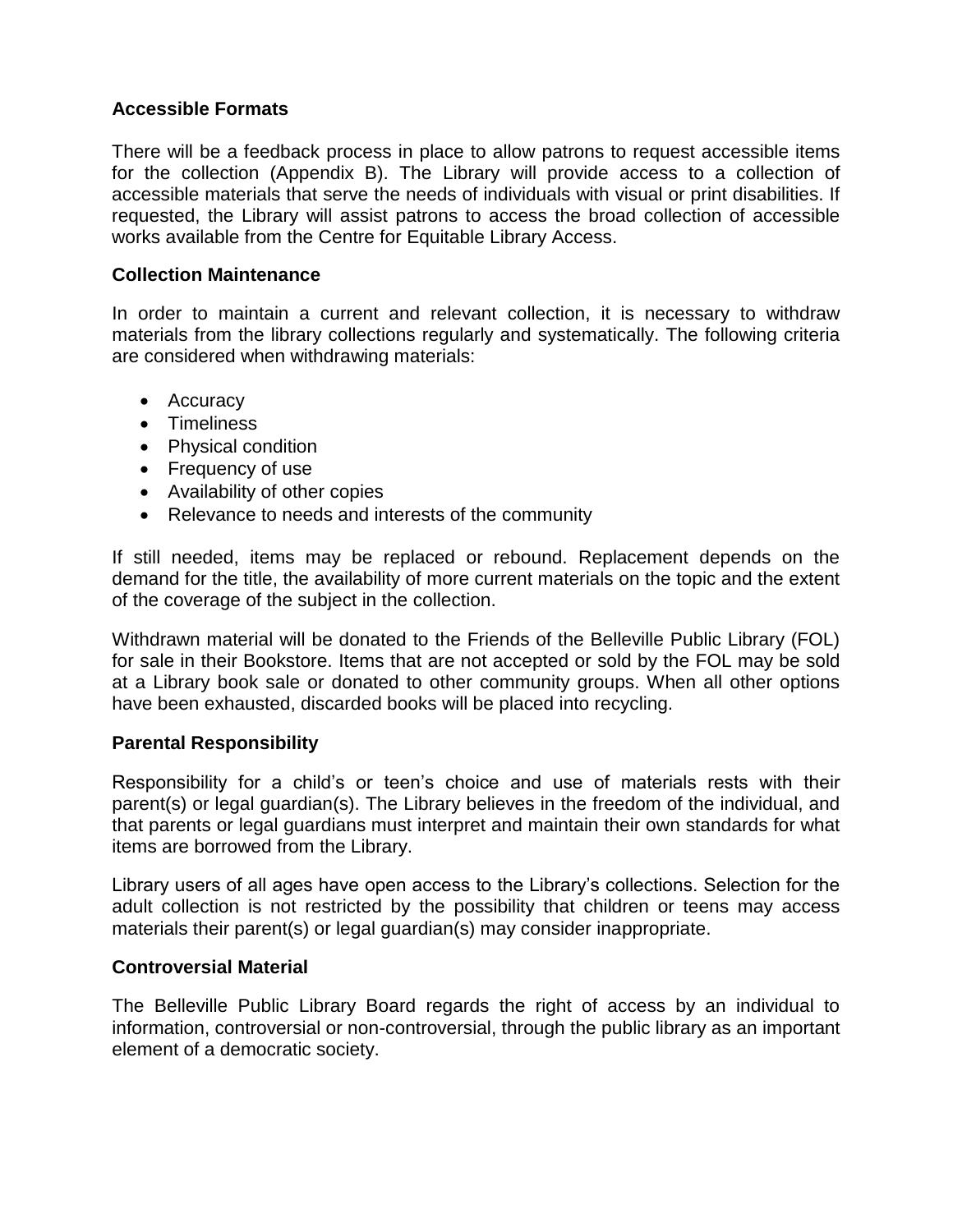**Accessible Formats**

There will be a feedback process in place to allow patrons to request accessible items for the collection (Appendix B). The Library will provide access to a collection of accessible materials that serve the needs of individuals with visual or print disabilities. If requested, the Library will assist patrons to access the broad collection of accessible works available from the Centre for Equitable Library Access.

**Collection Maintenance**

In order to maintain a current and relevant collection, it is necessary to withdraw materials from the library collections regularly and systematically. The following criteria are considered when withdrawing materials:

- Accuracy
- Timeliness
- Physical condition
- Frequency of use
- Availability of other copies
- Relevance to needs and interests of the community

If still needed, items may be replaced or rebound. Replacement depends on the demand for the title, the availability of more current materials on the topic and the extent of the coverage of the subject in the collection.

Withdrawn material will be donated to the Friends of the Belleville Public Library (FOL) for sale in their Bookstore. Items that are not accepted or sold by the FOL may be sold at a Library book sale or donated to other community groups. When all other options have been exhausted, discarded books will be placed into recycling.

**Parental Responsibility**

Responsibility for a child's or teen's choice and use of materials rests with their parent(s) or legal guardian(s). The Library believes in the freedom of the individual, and that parents or legal guardians must interpret and maintain their own standards for what items are borrowed from the Library.

Library users of all ages have open access to the Library's collections. Selection for the adult collection is not restricted by the possibility that children or teens may access materials their parent(s) or legal guardian(s) may consider inappropriate.

**Controversial Material**

The Belleville Public Library Board regards the right of access by an individual to information, controversial or non-controversial, through the public library as an important element of a democratic society.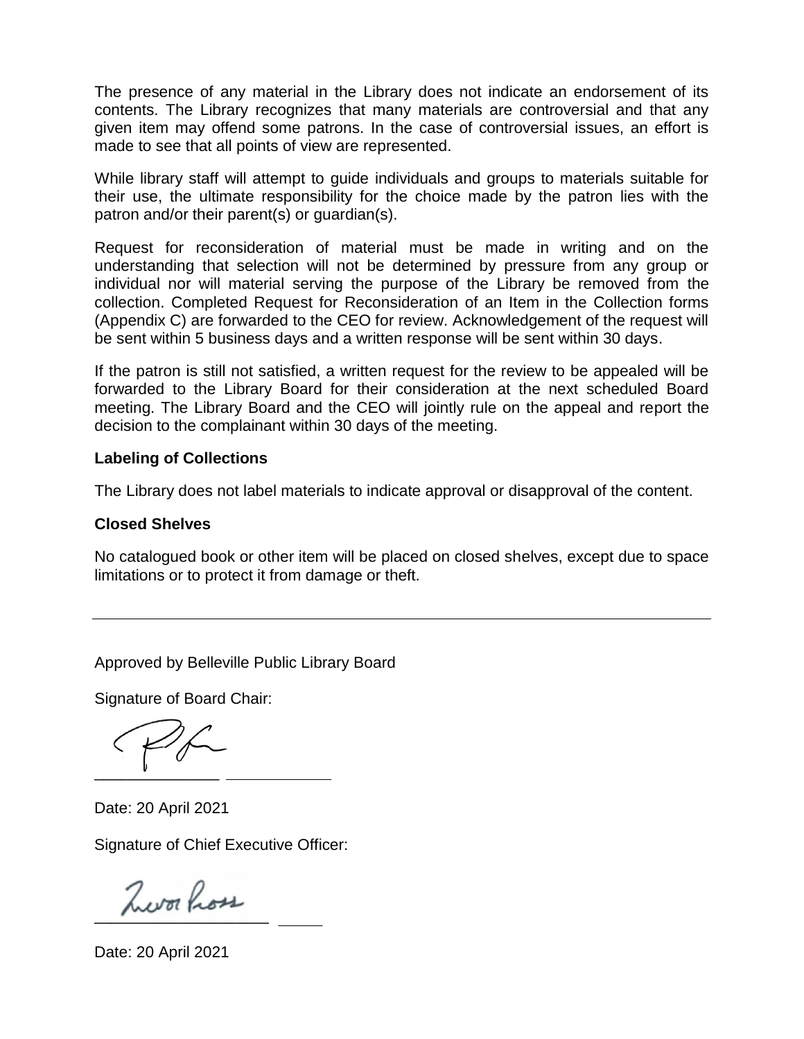The presence of any material in the Library does not indicate an endorsement of its contents. The Library recognizes that many materials are controversial and that any given item may offend some patrons. In the case of controversial issues, an effort is made to see that all points of view are represented.

While library staff will attempt to guide individuals and groups to materials suitable for their use, the ultimate responsibility for the choice made by the patron lies with the patron and/or their parent(s) or guardian(s).

Request for reconsideration of material must be made in writing and on the understanding that selection will not be determined by pressure from any group or individual nor will material serving the purpose of the Library be removed from the collection. Completed Request for Reconsideration of an Item in the Collection forms (Appendix C) are forwarded to the CEO for review. Acknowledgement of the request will be sent within 5 business days and a written response will be sent within 30 days.

If the patron is still not satisfied, a written request for the review to be appealed will be forwarded to the Library Board for their consideration at the next scheduled Board meeting. The Library Board and the CEO will jointly rule on the appeal and report the decision to the complainant within 30 days of the meeting.

**Labeling of Collections**

The Library does not label materials to indicate approval or disapproval of the content.

**Closed Shelves**

No catalogued book or other item will be placed on closed shelves, except due to space limitations or to protect it from damage or theft.

---

Approved by Belleville Public Library Board

Signature of Board Chair:

______________ ____________

Date: 20 April 2021

Signature of Chief Executive Officer:

___________________ _____

Date: 20 April 2021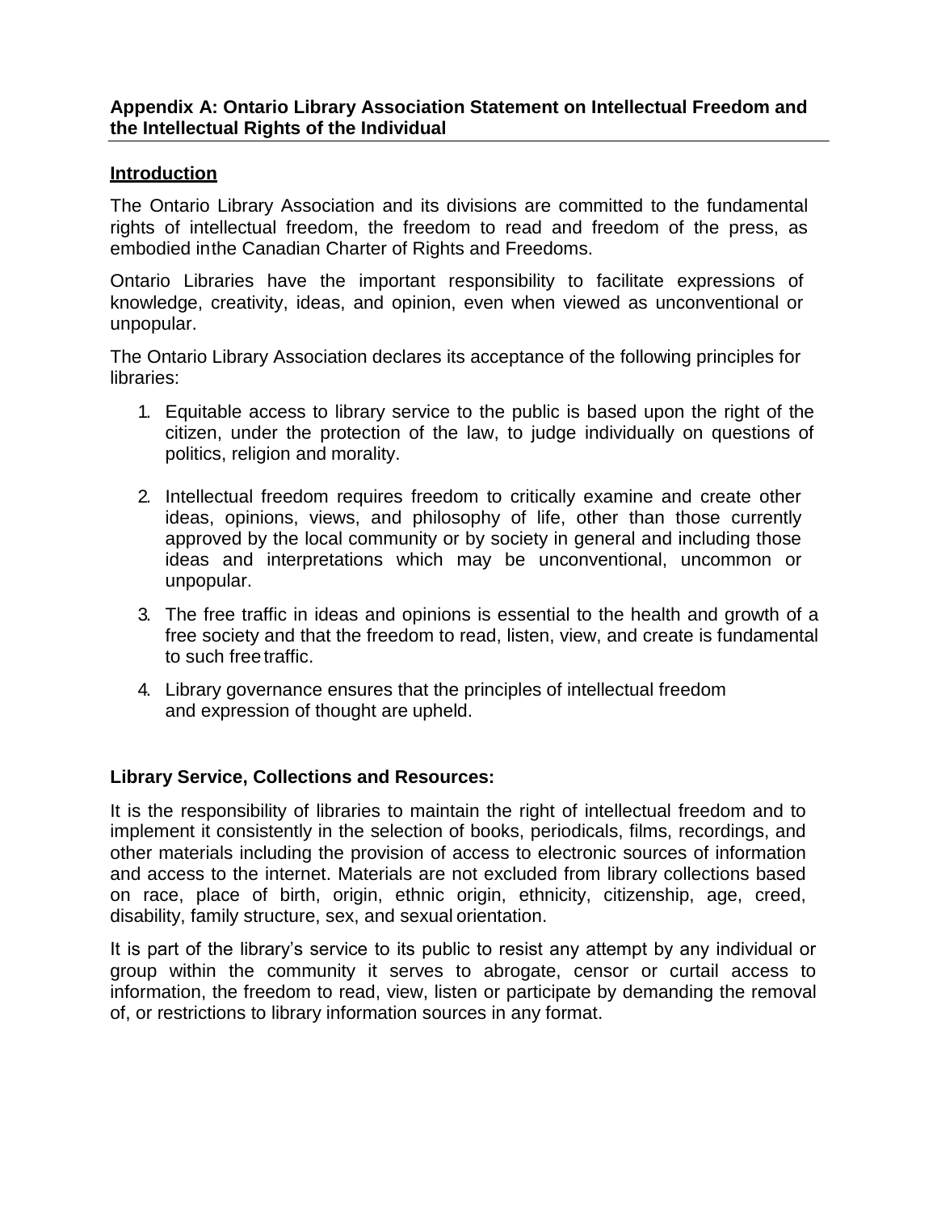## Appendix A: Ontario Library Association Statement on Intellectual Freedom and the Intellectual Rights of the Individual

### Introduction

The Ontario Library Association and its divisions are committed to the fundamental rights of intellectual freedom, the freedom to read and freedom of the press, as embodied inthe Canadian Charter of Rights and Freedoms.

Ontario Libraries have the important responsibility to facilitate expressions of knowledge, creativity, ideas, and opinion, even when viewed as unconventional or unpopular.

The Ontario Library Association declares its acceptance of the following principles for libraries:

1. Equitable access to library service to the public is based upon the right of the citizen, under the protection of the law, to judge individually on questions of politics, religion and morality.
2. Intellectual freedom requires freedom to critically examine and create other ideas, opinions, views, and philosophy of life, other than those currently approved by the local community or by society in general and including those ideas and interpretations which may be unconventional, uncommon or unpopular.
3. The free traffic in ideas and opinions is essential to the health and growth of a free society and that the freedom to read, listen, view, and create is fundamental to such free traffic.
4. Library governance ensures that the principles of intellectual freedom and expression of thought are upheld.

### Library Service, Collections and Resources:

It is the responsibility of libraries to maintain the right of intellectual freedom and to implement it consistently in the selection of books, periodicals, films, recordings, and other materials including the provision of access to electronic sources of information and access to the internet. Materials are not excluded from library collections based on race, place of birth, origin, ethnic origin, ethnicity, citizenship, age, creed, disability, family structure, sex, and sexual orientation.

It is part of the library's service to its public to resist any attempt by any individual or group within the community it serves to abrogate, censor or curtail access to information, the freedom to read, view, listen or participate by demanding the removal of, or restrictions to library information sources in any format.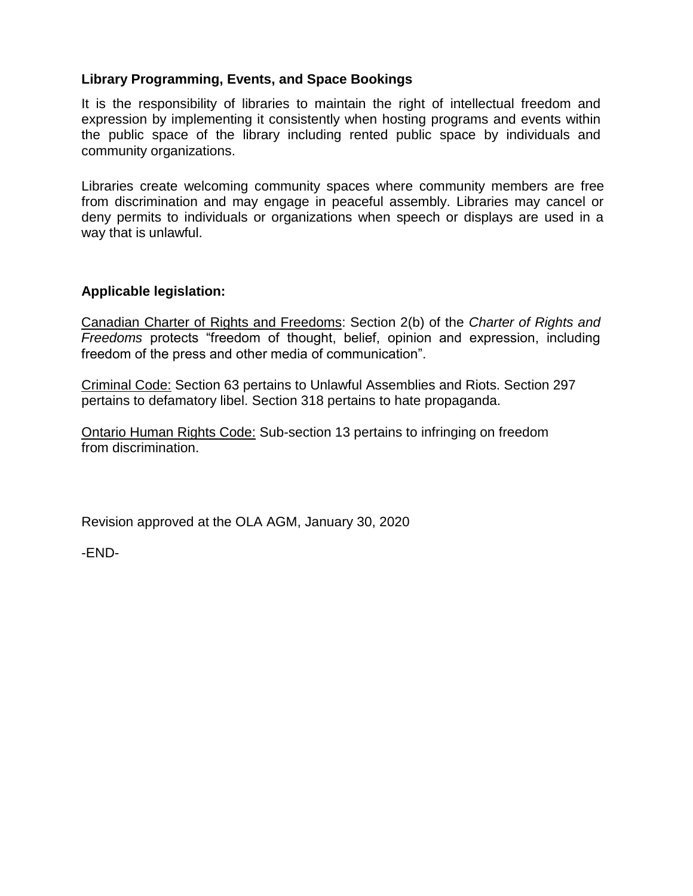**Library Programming, Events, and Space Bookings**

It is the responsibility of libraries to maintain the right of intellectual freedom and expression by implementing it consistently when hosting programs and events within the public space of the library including rented public space by individuals and community organizations.

Libraries create welcoming community spaces where community members are free from discrimination and may engage in peaceful assembly. Libraries may cancel or deny permits to individuals or organizations when speech or displays are used in a way that is unlawful.

**Applicable legislation:**

Canadian Charter of Rights and Freedoms: Section 2(b) of the *Charter of Rights and Freedoms* protects "freedom of thought, belief, opinion and expression, including freedom of the press and other media of communication".

Criminal Code: Section 63 pertains to Unlawful Assemblies and Riots. Section 297 pertains to defamatory libel. Section 318 pertains to hate propaganda.

Ontario Human Rights Code: Sub-section 13 pertains to infringing on freedom from discrimination.

Revision approved at the OLA AGM, January 30, 2020

-END-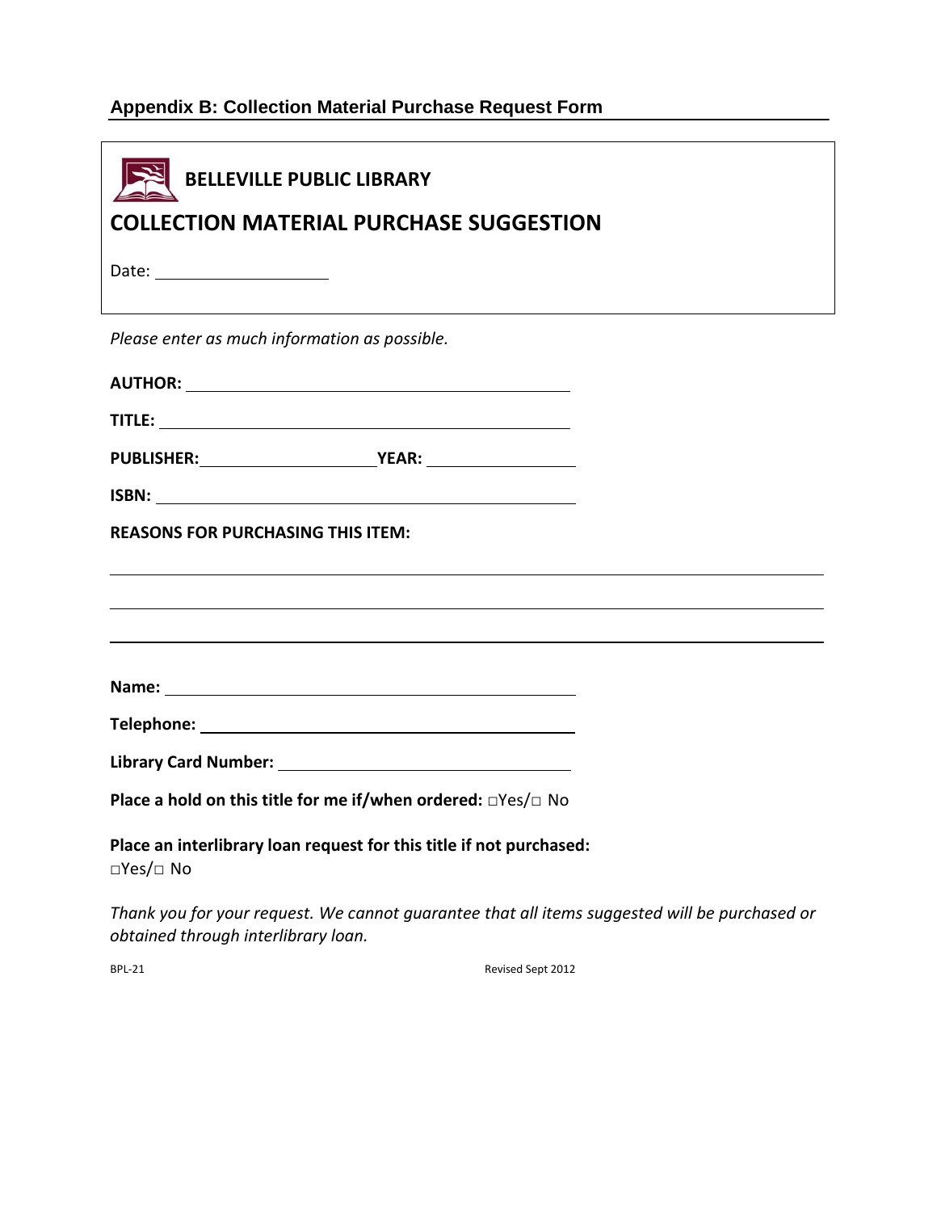## Appendix B: Collection Material Purchase Request Form

**BELLEVILLE PUBLIC LIBRARY**

# COLLECTION MATERIAL PURCHASE SUGGESTION

Date: ____________________

*Please enter as much information as possible.*

**AUTHOR:** ______________________________________________

**TITLE:** ______________________________________________

**PUBLISHER:** ____________________ **YEAR:** ________________

**ISBN:** ______________________________________________

**REASONS FOR PURCHASING THIS ITEM:**

_______________________________________________________________________________

_______________________________________________________________________________

_______________________________________________________________________________

**Name:** ______________________________________________

**Telephone:** ______________________________________________

**Library Card Number:** ________________________________

**Place a hold on this title for me if/when ordered:** □Yes/□ No

**Place an interlibrary loan request for this title if not purchased:**
□Yes/□ No

*Thank you for your request. We cannot guarantee that all items suggested will be purchased or obtained through interlibrary loan.*

BPL-21 Revised Sept 2012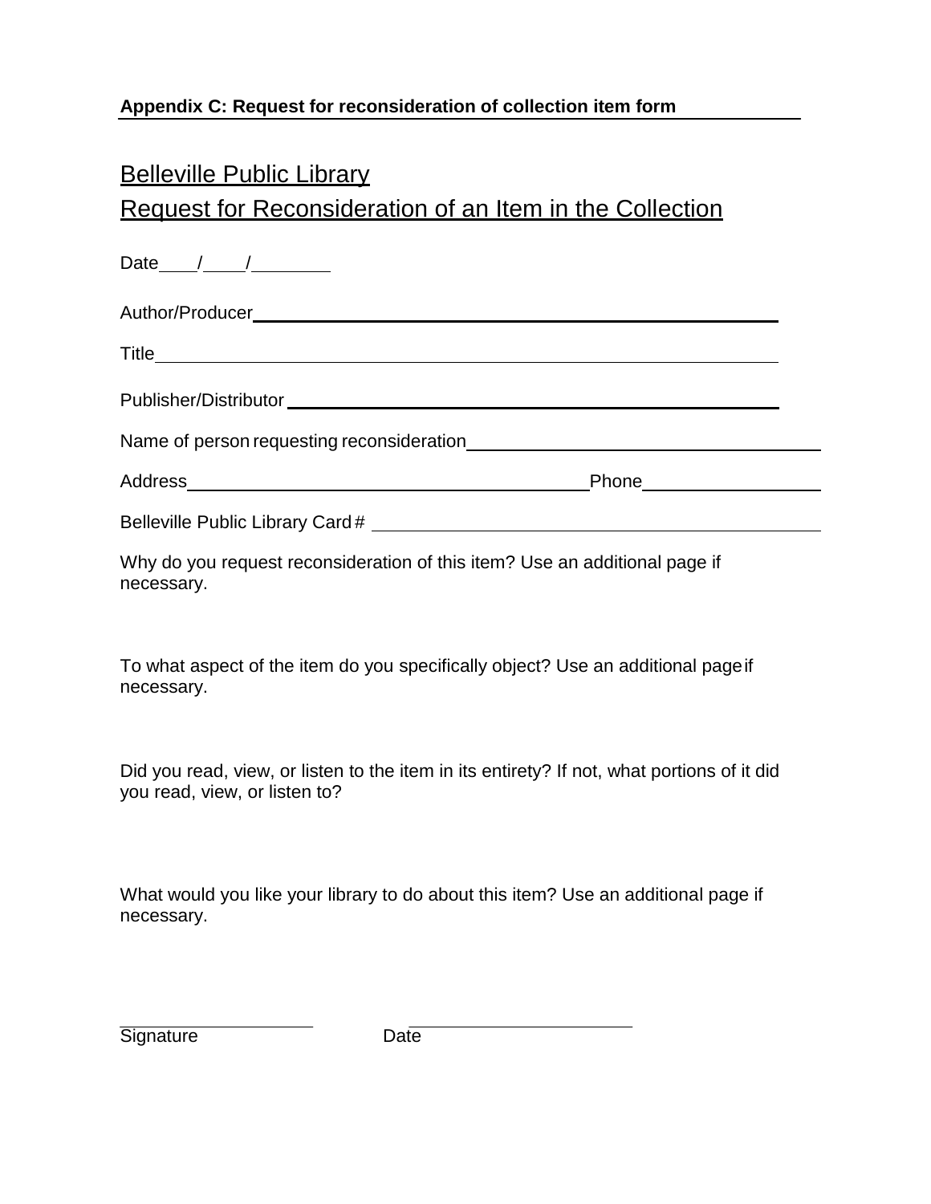**Appendix C: Request for reconsideration of collection item form**

# Belleville Public Library

## Request for Reconsideration of an Item in the Collection

Date____/____/________

Author/Producer______________________________________________________

Title__________________________________________________________

Publisher/Distributor ______________________________________________

Name of person requesting reconsideration_______________________________

Address________________________________Phone________________

Belleville Public Library Card # ______________________________________

Why do you request reconsideration of this item? Use an additional page if necessary.

To what aspect of the item do you specifically object? Use an additional page if necessary.

Did you read, view, or listen to the item in its entirety? If not, what portions of it did you read, view, or listen to?

What would you like your library to do about this item? Use an additional page if necessary.

____________________ ____________________

Signature Date